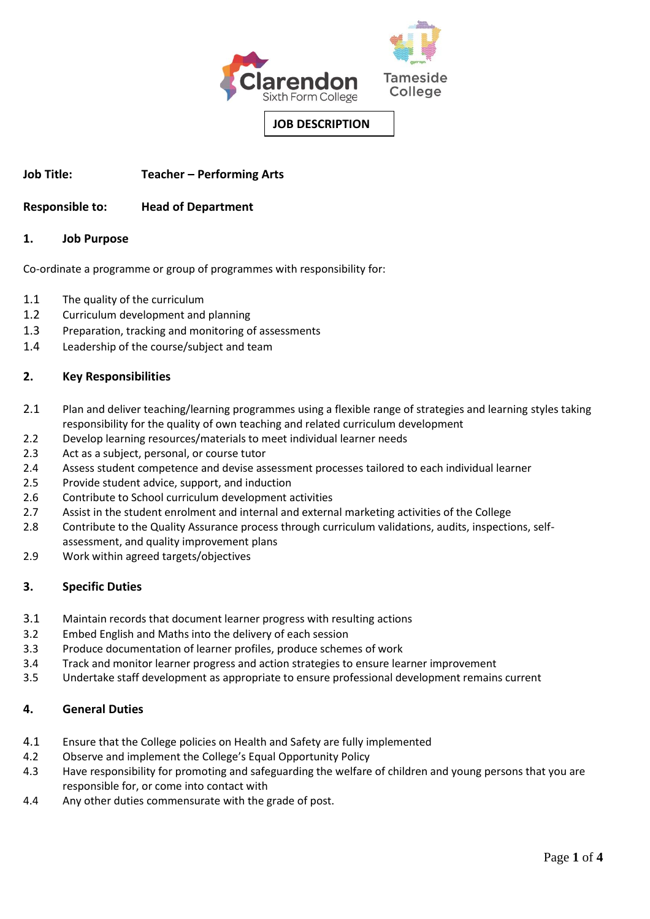Clarendon Sixth Form College

Tameside College

# JOB DESCRIPTION

**Job Title:** **Teacher – Performing Arts**

**Responsible to:** **Head of Department**

## 1. Job Purpose

Co-ordinate a programme or group of programmes with responsibility for:

1.1 The quality of the curriculum
1.2 Curriculum development and planning
1.3 Preparation, tracking and monitoring of assessments
1.4 Leadership of the course/subject and team

## 2. Key Responsibilities

2.1 Plan and deliver teaching/learning programmes using a flexible range of strategies and learning styles taking responsibility for the quality of own teaching and related curriculum development
2.2 Develop learning resources/materials to meet individual learner needs
2.3 Act as a subject, personal, or course tutor
2.4 Assess student competence and devise assessment processes tailored to each individual learner
2.5 Provide student advice, support, and induction
2.6 Contribute to School curriculum development activities
2.7 Assist in the student enrolment and internal and external marketing activities of the College
2.8 Contribute to the Quality Assurance process through curriculum validations, audits, inspections, self-assessment, and quality improvement plans
2.9 Work within agreed targets/objectives

## 3. Specific Duties

3.1 Maintain records that document learner progress with resulting actions
3.2 Embed English and Maths into the delivery of each session
3.3 Produce documentation of learner profiles, produce schemes of work
3.4 Track and monitor learner progress and action strategies to ensure learner improvement
3.5 Undertake staff development as appropriate to ensure professional development remains current

## 4. General Duties

4.1 Ensure that the College policies on Health and Safety are fully implemented
4.2 Observe and implement the College's Equal Opportunity Policy
4.3 Have responsibility for promoting and safeguarding the welfare of children and young persons that you are responsible for, or come into contact with
4.4 Any other duties commensurate with the grade of post.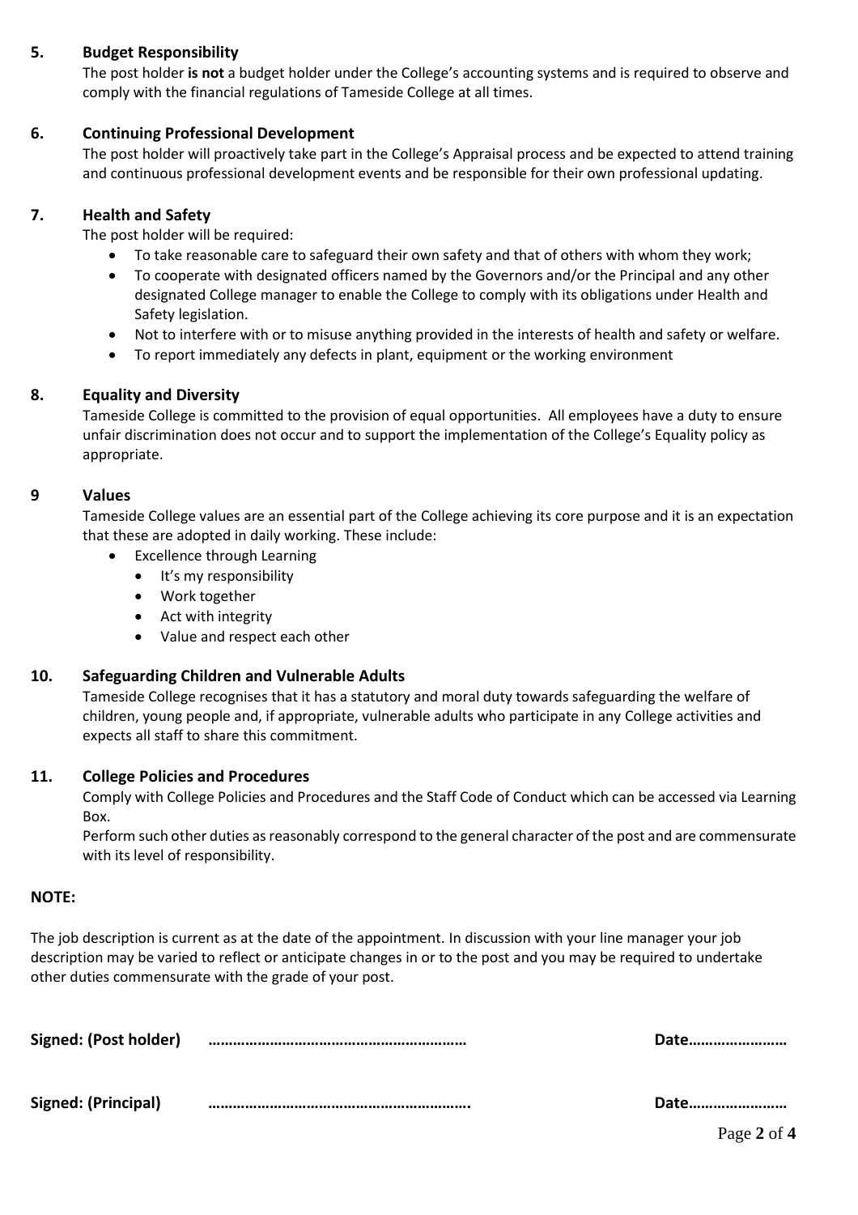### 5. Budget Responsibility

The post holder **is not** a budget holder under the College's accounting systems and is required to observe and comply with the financial regulations of Tameside College at all times.

### 6. Continuing Professional Development

The post holder will proactively take part in the College's Appraisal process and be expected to attend training and continuous professional development events and be responsible for their own professional updating.

### 7. Health and Safety

The post holder will be required:

- To take reasonable care to safeguard their own safety and that of others with whom they work;
- To cooperate with designated officers named by the Governors and/or the Principal and any other designated College manager to enable the College to comply with its obligations under Health and Safety legislation.
- Not to interfere with or to misuse anything provided in the interests of health and safety or welfare.
- To report immediately any defects in plant, equipment or the working environment

### 8. Equality and Diversity

Tameside College is committed to the provision of equal opportunities. All employees have a duty to ensure unfair discrimination does not occur and to support the implementation of the College's Equality policy as appropriate.

### 9 Values

Tameside College values are an essential part of the College achieving its core purpose and it is an expectation that these are adopted in daily working. These include:

- Excellence through Learning
  - It's my responsibility
  - Work together
  - Act with integrity
  - Value and respect each other

### 10. Safeguarding Children and Vulnerable Adults

Tameside College recognises that it has a statutory and moral duty towards safeguarding the welfare of children, young people and, if appropriate, vulnerable adults who participate in any College activities and expects all staff to share this commitment.

### 11. College Policies and Procedures

Comply with College Policies and Procedures and the Staff Code of Conduct which can be accessed via Learning Box.

Perform such other duties as reasonably correspond to the general character of the post and are commensurate with its level of responsibility.

**NOTE:**

The job description is current as at the date of the appointment. In discussion with your line manager your job description may be varied to reflect or anticipate changes in or to the post and you may be required to undertake other duties commensurate with the grade of your post.

**Signed: (Post holder)** ……………………………………………………… **Date……………………**

**Signed: (Principal)** ………………………………………………………. **Date……………………**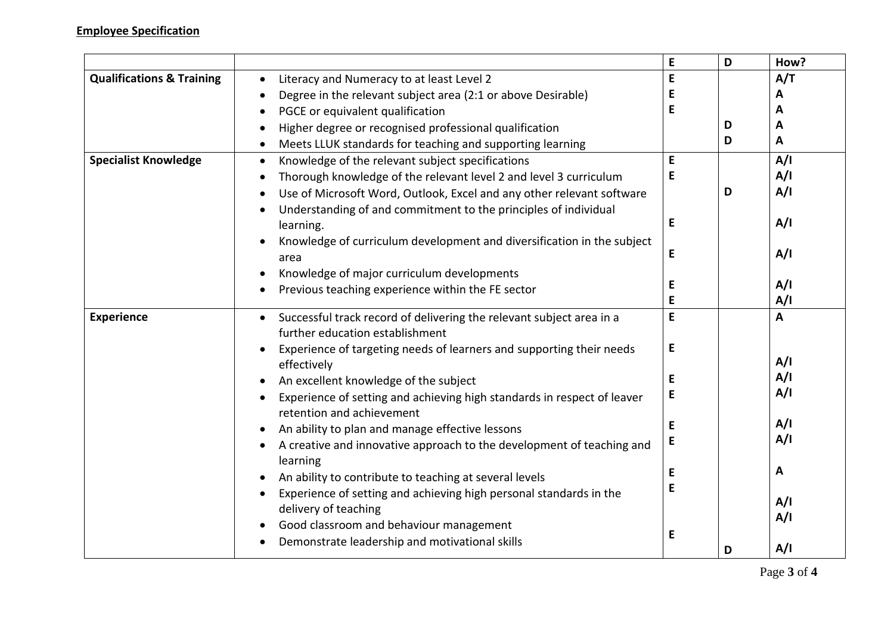**Employee Specification**

| | | E | D | How? |
|---|---|---|---|---|
| **Qualifications & Training** | Literacy and Numeracy to at least Level 2 | E | | A/T |
| | Degree in the relevant subject area (2:1 or above Desirable) | E | | A |
| | PGCE or equivalent qualification | E | | A |
| | Higher degree or recognised professional qualification | | D | A |
| | Meets LLUK standards for teaching and supporting learning | | D | A |
| **Specialist Knowledge** | Knowledge of the relevant subject specifications | E | | A/I |
| | Thorough knowledge of the relevant level 2 and level 3 curriculum | E | | A/I |
| | Use of Microsoft Word, Outlook, Excel and any other relevant software | | D | A/I |
| | Understanding of and commitment to the principles of individual learning. | E | | A/I |
| | Knowledge of curriculum development and diversification in the subject area | E | | A/I |
| | Knowledge of major curriculum developments | E | | A/I |
| | Previous teaching experience within the FE sector | E | | A/I |
| **Experience** | Successful track record of delivering the relevant subject area in a further education establishment | E | | A |
| | Experience of targeting needs of learners and supporting their needs effectively | E | | A/I |
| | An excellent knowledge of the subject | E | | A/I |
| | Experience of setting and achieving high standards in respect of leaver retention and achievement | E | | A/I |
| | An ability to plan and manage effective lessons | E | | A/I |
| | A creative and innovative approach to the development of teaching and learning | E | | A/I |
| | An ability to contribute to teaching at several levels | E | | A |
| | Experience of setting and achieving high personal standards in the delivery of teaching | E | | A/I |
| | Good classroom and behaviour management | E | | A/I |
| | Demonstrate leadership and motivational skills | | D | A/I |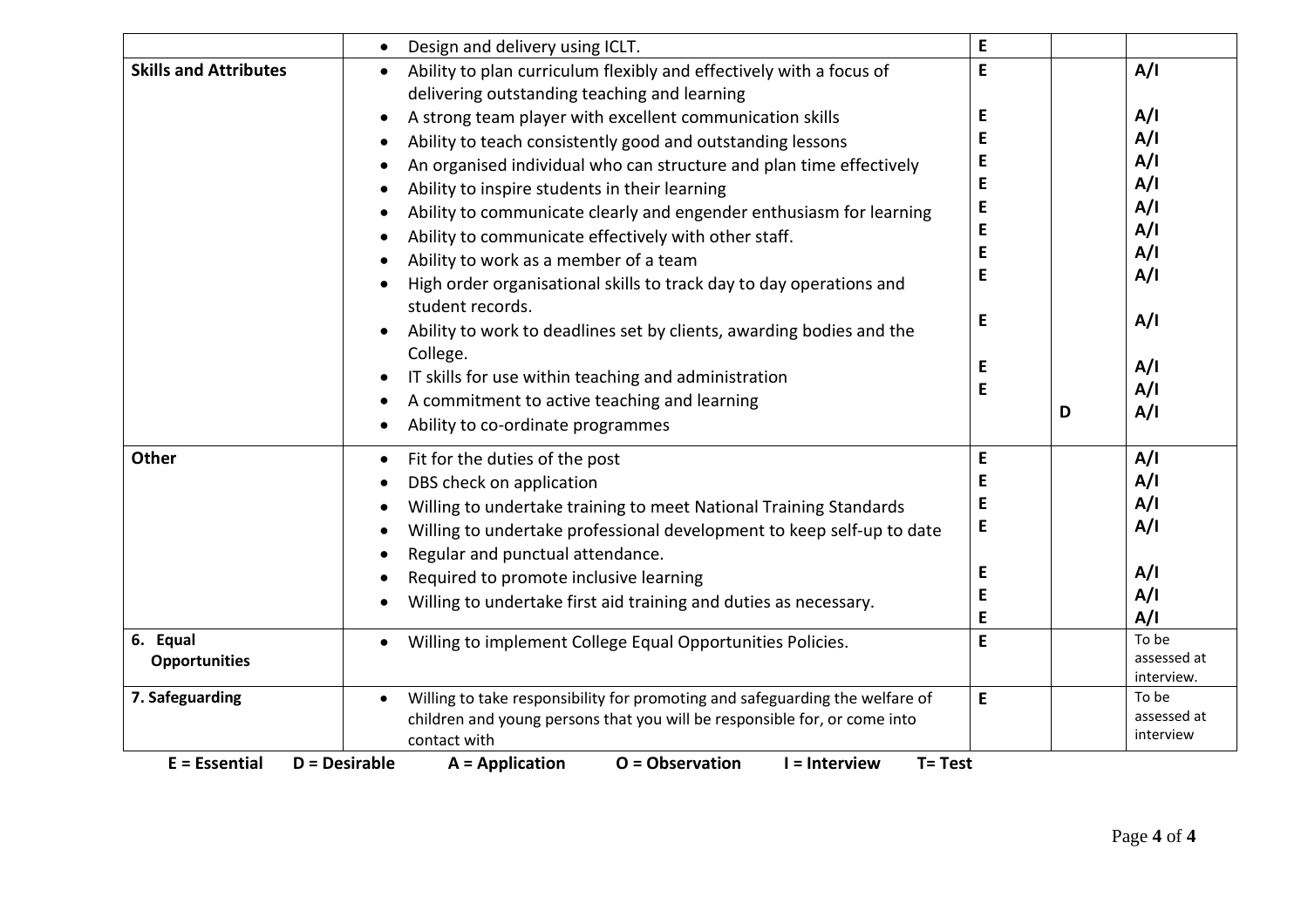| | | | | |
|---|---|---|---|---|
| | • Design and delivery using ICLT. | **E** | | |
| **Skills and Attributes** | • Ability to plan curriculum flexibly and effectively with a focus of delivering outstanding teaching and learning | **E** | | **A/I** |
| | • A strong team player with excellent communication skills | **E** | | **A/I** |
| | • Ability to teach consistently good and outstanding lessons | **E** | | **A/I** |
| | • An organised individual who can structure and plan time effectively | **E** | | **A/I** |
| | • Ability to inspire students in their learning | **E** | | **A/I** |
| | • Ability to communicate clearly and engender enthusiasm for learning | **E** | | **A/I** |
| | • Ability to communicate effectively with other staff. | **E** | | **A/I** |
| | • Ability to work as a member of a team | **E** | | **A/I** |
| | • High order organisational skills to track day to day operations and student records. | **E** | | **A/I** |
| | • Ability to work to deadlines set by clients, awarding bodies and the College. | **E** | | **A/I** |
| | • IT skills for use within teaching and administration | **E** | | **A/I** |
| | • A commitment to active teaching and learning | **E** | | **A/I** |
| | • Ability to co-ordinate programmes | | **D** | **A/I** |
| **Other** | • Fit for the duties of the post | **E** | | **A/I** |
| | • DBS check on application | **E** | | **A/I** |
| | • Willing to undertake training to meet National Training Standards | **E** | | **A/I** |
| | • Willing to undertake professional development to keep self-up to date | **E** | | **A/I** |
| | • Regular and punctual attendance. | **E** | | **A/I** |
| | • Required to promote inclusive learning | **E** | | **A/I** |
| | • Willing to undertake first aid training and duties as necessary. | **E** | | **A/I** |
| **6. Equal Opportunities** | • Willing to implement College Equal Opportunities Policies. | **E** | | To be assessed at interview. |
| **7. Safeguarding** | • Willing to take responsibility for promoting and safeguarding the welfare of children and young persons that you will be responsible for, or come into contact with | **E** | | To be assessed at interview |

**E = Essential D = Desirable A = Application O = Observation I = Interview T= Test**